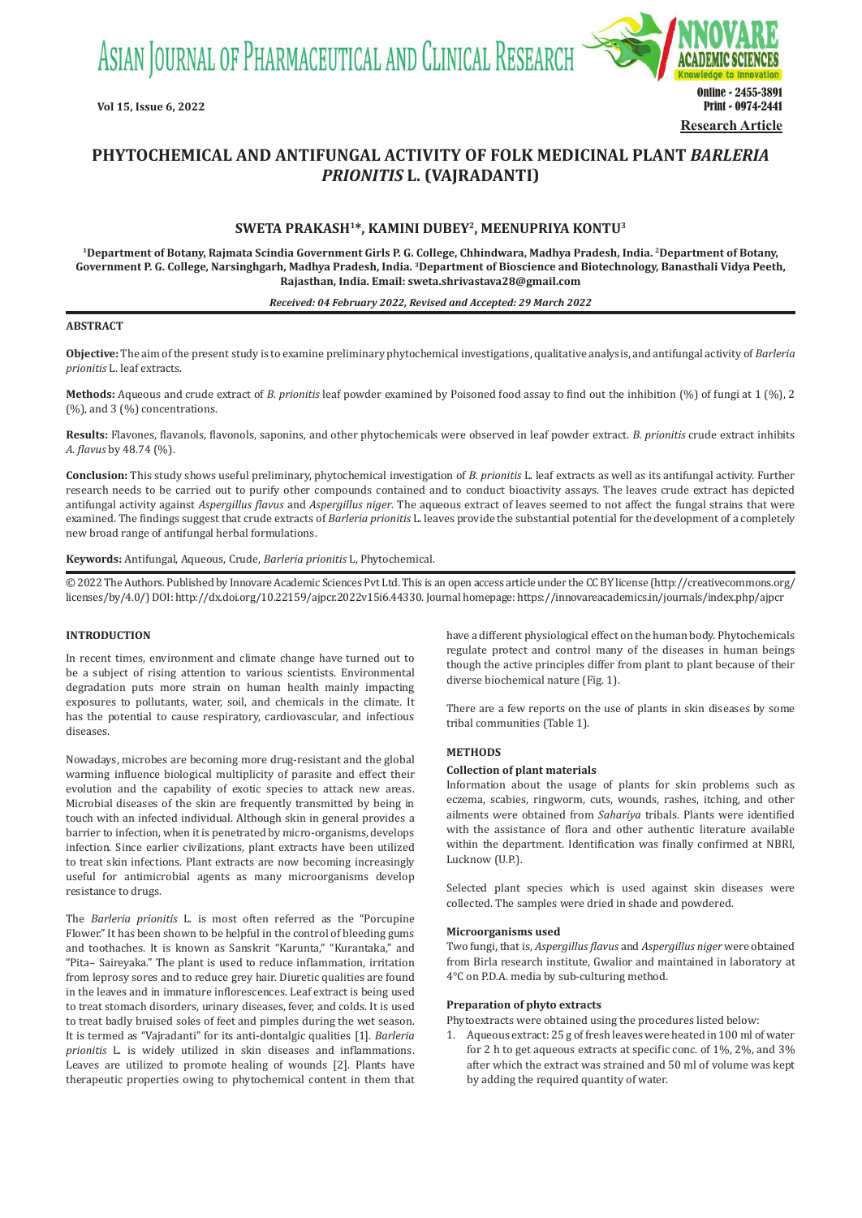Research Article

# PHYTOCHEMICAL AND ANTIFUNGAL ACTIVITY OF FOLK MEDICINAL PLANT *BARLERIA PRIONITIS* L. (VAJRADANTI)

**SWETA PRAKASH[1]*, KAMINI DUBEY[2], MEENUPRIYA KONTU[3]**

[1]Department of Botany, Rajmata Scindia Government Girls P. G. College, Chhindwara, Madhya Pradesh, India. [2]Department of Botany, Government P. G. College, Narsinghgarh, Madhya Pradesh, India. [3]Department of Bioscience and Biotechnology, Banasthali Vidya Peeth, Rajasthan, India. Email: sweta.shrivastava28@gmail.com

*Received: 04 February 2022, Revised and Accepted: 29 March 2022*

## ABSTRACT

**Objective:** The aim of the present study is to examine preliminary phytochemical investigations, qualitative analysis, and antifungal activity of *Barleria prionitis* L. leaf extracts.

**Methods:** Aqueous and crude extract of *B. prionitis* leaf powder examined by Poisoned food assay to find out the inhibition (%) of fungi at 1 (%), 2 (%), and 3 (%) concentrations.

**Results:** Flavones, flavanols, flavonols, saponins, and other phytochemicals were observed in leaf powder extract. *B. prionitis* crude extract inhibits *A. flavus* by 48.74 (%).

**Conclusion:** This study shows useful preliminary, phytochemical investigation of *B. prionitis* L. leaf extracts as well as its antifungal activity. Further research needs to be carried out to purify other compounds contained and to conduct bioactivity assays. The leaves crude extract has depicted antifungal activity against *Aspergillus flavus* and *Aspergillus niger*. The aqueous extract of leaves seemed to not affect the fungal strains that were examined. The findings suggest that crude extracts of *Barleria prionitis* L. leaves provide the substantial potential for the development of a completely new broad range of antifungal herbal formulations.

**Keywords:** Antifungal, Aqueous, Crude, *Barleria prionitis* L., Phytochemical.

© 2022 The Authors. Published by Innovare Academic Sciences Pvt Ltd. This is an open access article under the CC BY license (http://creativecommons.org/licenses/by/4.0/) DOI: http://dx.doi.org/10.22159/ajpcr.2022v15i6.44330. Journal homepage: https://innovareacademics.in/journals/index.php/ajpcr

## INTRODUCTION

In recent times, environment and climate change have turned out to be a subject of rising attention to various scientists. Environmental degradation puts more strain on human health mainly impacting exposures to pollutants, water, soil, and chemicals in the climate. It has the potential to cause respiratory, cardiovascular, and infectious diseases.

Nowadays, microbes are becoming more drug-resistant and the global warming influence biological multiplicity of parasite and effect their evolution and the capability of exotic species to attack new areas. Microbial diseases of the skin are frequently transmitted by being in touch with an infected individual. Although skin in general provides a barrier to infection, when it is penetrated by micro-organisms, develops infection. Since earlier civilizations, plant extracts have been utilized to treat skin infections. Plant extracts are now becoming increasingly useful for antimicrobial agents as many microorganisms develop resistance to drugs.

The *Barleria prionitis* L. is most often referred as the "Porcupine Flower." It has been shown to be helpful in the control of bleeding gums and toothaches. It is known as Sanskrit "Karunta," "Kurantaka," and "Pita– Saireyaka." The plant is used to reduce inflammation, irritation from leprosy sores and to reduce grey hair. Diuretic qualities are found in the leaves and in immature inflorescences. Leaf extract is being used to treat stomach disorders, urinary diseases, fever, and colds. It is used to treat badly bruised soles of feet and pimples during the wet season. It is termed as "Vajradanti" for its anti-dontalgic qualities [1]. *Barleria prionitis* L. is widely utilized in skin diseases and inflammations. Leaves are utilized to promote healing of wounds [2]. Plants have therapeutic properties owing to phytochemical content in them that have a different physiological effect on the human body. Phytochemicals regulate protect and control many of the diseases in human beings though the active principles differ from plant to plant because of their diverse biochemical nature (Fig. 1).

There are a few reports on the use of plants in skin diseases by some tribal communities (Table 1).

## METHODS

### Collection of plant materials

Information about the usage of plants for skin problems such as eczema, scabies, ringworm, cuts, wounds, rashes, itching, and other ailments were obtained from *Sahariya* tribals. Plants were identified with the assistance of flora and other authentic literature available within the department. Identification was finally confirmed at NBRI, Lucknow (U.P.).

Selected plant species which is used against skin diseases were collected. The samples were dried in shade and powdered.

### Microorganisms used

Two fungi, that is, *Aspergillus flavus* and *Aspergillus niger* were obtained from Birla research institute, Gwalior and maintained in laboratory at 4°C on P.D.A. media by sub-culturing method.

### Preparation of phyto extracts

Phytoextracts were obtained using the procedures listed below:

1. Aqueous extract: 25 g of fresh leaves were heated in 100 ml of water for 2 h to get aqueous extracts at specific conc. of 1%, 2%, and 3% after which the extract was strained and 50 ml of volume was kept by adding the required quantity of water.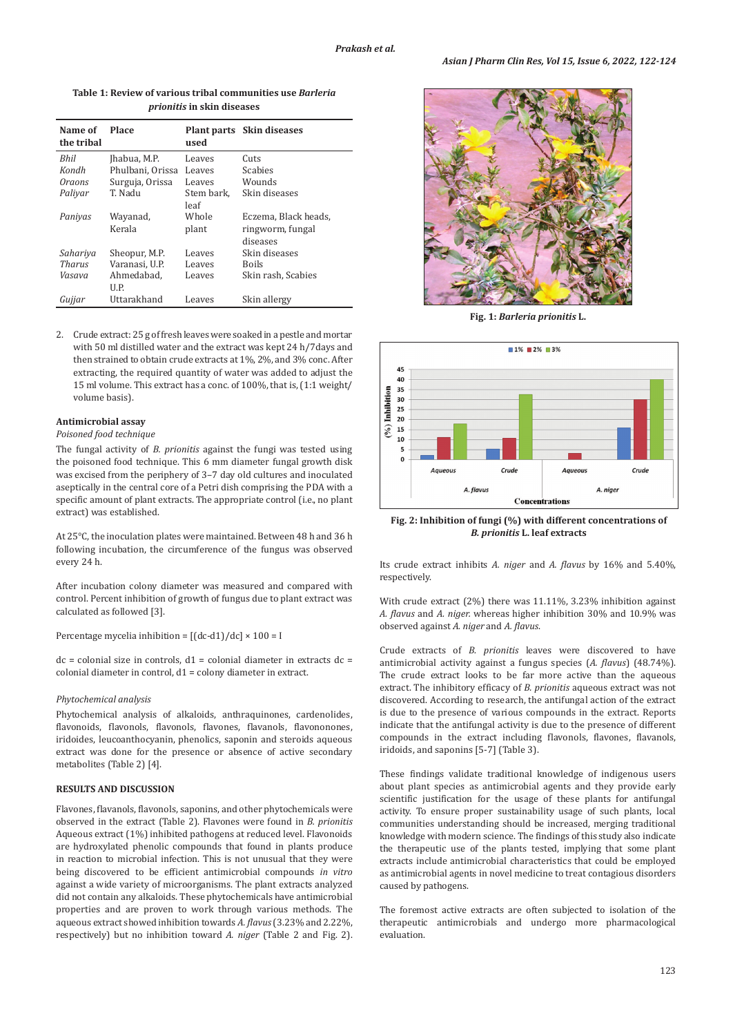**Table 1: Review of various tribal communities use *Barleria prionitis* in skin diseases**

| Name of the tribal | Place | Plant parts used | Skin diseases |
|---|---|---|---|
| *Bhil* | Jhabua, M.P. | Leaves | Cuts |
| *Kondh* | Phulbani, Orissa | Leaves | Scabies |
| *Oraons* | Surguja, Orissa | Leaves | Wounds |
| *Paliyar* | T. Nadu | Stem bark, leaf | Skin diseases |
| *Paniyas* | Wayanad, Kerala | Whole plant | Eczema, Black heads, ringworm, fungal diseases |
| *Sahariya* | Sheopur, M.P. | Leaves | Skin diseases |
| *Tharus* | Varanasi, U.P. | Leaves | Boils |
| *Vasava* | Ahmedabad, U.P. | Leaves | Skin rash, Scabies |
| *Gujjar* | Uttarakhand | Leaves | Skin allergy |

2. Crude extract: 25 g of fresh leaves were soaked in a pestle and mortar with 50 ml distilled water and the extract was kept 24 h/7days and then strained to obtain crude extracts at 1%, 2%, and 3% conc. After extracting, the required quantity of water was added to adjust the 15 ml volume. This extract has a conc. of 100%, that is, (1:1 weight/volume basis).

### Antimicrobial assay

*Poisoned food technique*

The fungal activity of *B. prionitis* against the fungi was tested using the poisoned food technique. This 6 mm diameter fungal growth disk was excised from the periphery of 3–7 day old cultures and inoculated aseptically in the central core of a Petri dish comprising the PDA with a specific amount of plant extracts. The appropriate control (i.e., no plant extract) was established.

At 25°C, the inoculation plates were maintained. Between 48 h and 36 h following incubation, the circumference of the fungus was observed every 24 h.

After incubation colony diameter was measured and compared with control. Percent inhibition of growth of fungus due to plant extract was calculated as followed [3].

Percentage mycelia inhibition = $[(dc-d1)/dc] \times 100 = I$

dc = colonial size in controls, d1 = colonial diameter in extracts dc = colonial diameter in control, d1 = colony diameter in extract.

*Phytochemical analysis*

Phytochemical analysis of alkaloids, anthraquinones, cardenolides, flavonoids, flavonols, flavonols, flavones, flavanols, flavononones, iridoides, leucoanthocyanin, phenolics, saponin and steroids aqueous extract was done for the presence or absence of active secondary metabolites (Table 2) [4].

## RESULTS AND DISCUSSION

Flavones, flavanols, flavonols, saponins, and other phytochemicals were observed in the extract (Table 2). Flavones were found in *B. prionitis* Aqueous extract (1%) inhibited pathogens at reduced level. Flavonoids are hydroxylated phenolic compounds that found in plants produce in reaction to microbial infection. This is not unusual that they were being discovered to be efficient antimicrobial compounds *in vitro* against a wide variety of microorganisms. The plant extracts analyzed did not contain any alkaloids. These phytochemicals have antimicrobial properties and are proven to work through various methods. The aqueous extract showed inhibition towards *A. flavus* (3.23% and 2.22%, respectively) but no inhibition toward *A. niger* (Table 2 and Fig. 2).

**Fig. 1: *Barleria prionitis* L.**

**Fig. 2: Inhibition of fungi (%) with different concentrations of *B. prionitis* L. leaf extracts**

Its crude extract inhibits *A. niger* and *A. flavus* by 16% and 5.40%, respectively.

With crude extract (2%) there was 11.11%, 3.23% inhibition against *A. flavus* and *A. niger.* whereas higher inhibition 30% and 10.9% was observed against *A. niger* and *A. flavus.*

Crude extracts of *B. prionitis* leaves were discovered to have antimicrobial activity against a fungus species (*A. flavus*) (48.74%). The crude extract looks to be far more active than the aqueous extract. The inhibitory efficacy of *B. prionitis* aqueous extract was not discovered. According to research, the antifungal action of the extract is due to the presence of various compounds in the extract. Reports indicate that the antifungal activity is due to the presence of different compounds in the extract including flavonols, flavones, flavanols, iridoids, and saponins [5-7] (Table 3).

These findings validate traditional knowledge of indigenous users about plant species as antimicrobial agents and they provide early scientific justification for the usage of these plants for antifungal activity. To ensure proper sustainability usage of such plants, local communities understanding should be increased, merging traditional knowledge with modern science. The findings of this study also indicate the therapeutic use of the plants tested, implying that some plant extracts include antimicrobial characteristics that could be employed as antimicrobial agents in novel medicine to treat contagious disorders caused by pathogens.

The foremost active extracts are often subjected to isolation of the therapeutic antimicrobials and undergo more pharmacological evaluation.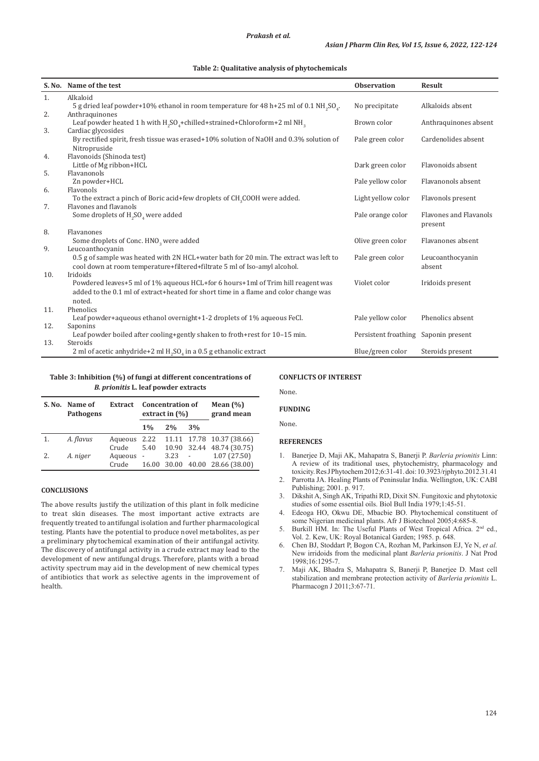**Table 2: Qualitative analysis of phytochemicals**

| S. No. | Name of the test | Observation | Result |
|---|---|---|---|
| 1. | Alkaloid<br>5 g dried leaf powder+10% ethanol in room temperature for 48 h+25 ml of 0.1 $NH_2SO_4$. | No precipitate | Alkaloids absent |
| 2. | Anthraquinones<br>Leaf powder heated 1 h with $H_2SO_4$+chilled+strained+Chloroform+2 ml $NH_3$ | Brown color | Anthraquinones absent |
| 3. | Cardiac glycosides<br>By rectified spirit, fresh tissue was erased+10% solution of NaOH and 0.3% solution of Nitropruside | Pale green color | Cardenolides absent |
| 4. | Flavonoids (Shinoda test)<br>Little of Mg ribbon+HCL | Dark green color | Flavonoids absent |
| 5. | Flavanonols<br>Zn powder+HCL | Pale yellow color | Flavanonols absent |
| 6. | Flavonols<br>To the extract a pinch of Boric acid+few droplets of $CH_3COOH$ were added. | Light yellow color | Flavonols present |
| 7. | Flavones and flavanols<br>Some droplets of $H_2SO_4$ were added | Pale orange color | Flavones and Flavanols present |
| 8. | Flavanones<br>Some droplets of Conc. $HNO_3$ were added | Olive green color | Flavanones absent |
| 9. | Leucoanthocyanin<br>0.5 g of sample was heated with 2N HCL+water bath for 20 min. The extract was left to cool down at room temperature+filtered+filtrate 5 ml of Iso-amyl alcohol. | Pale green color | Leucoanthocyanin absent |
| 10. | Iridoids<br>Powdered leaves+5 ml of 1% aqueous HCL+for 6 hours+1ml of Trim hill reagent was added to the 0.1 ml of extract+heated for short time in a flame and color change was noted. | Violet color | Iridoids present |
| 11. | Phenolics<br>Leaf powder+aqueous ethanol overnight+1-2 droplets of 1% aqueous FeCl. | Pale yellow color | Phenolics absent |
| 12. | Saponins<br>Leaf powder boiled after cooling+gently shaken to froth+rest for 10–15 min. | Persistent froathing | Saponin present |
| 13. | Steroids<br>2 ml of acetic anhydride+2 ml $H_2SO_4$ in a 0.5 g ethanolic extract | Blue/green color | Steroids present |

**Table 3: Inhibition (%) of fungi at different concentrations of *B. prionitis* L. leaf powder extracts**

| S. No. | Name of Pathogens | Extract | Concentration of extract in (%) | | | Mean (%) grand mean |
|---|---|---|---|---|---|---|
| | | | 1% | 2% | 3% | |
| 1. | *A. flavus* | Aqueous | 2.22 | 11.11 | 17.78 | 10.37 (38.66) |
| | | Crude | 5.40 | 10.90 | 32.44 | 48.74 (30.75) |
| 2. | *A. niger* | Aqueous | - | 3.23 | - | 1.07 (27.50) |
| | | Crude | 16.00 | 30.00 | 40.00 | 28.66 (38.00) |

## CONCLUSIONS

The above results justify the utilization of this plant in folk medicine to treat skin diseases. The most important active extracts are frequently treated to antifungal isolation and further pharmacological testing. Plants have the potential to produce novel metabolites, as per a preliminary phytochemical examination of their antifungal activity. The discovery of antifungal activity in a crude extract may lead to the development of new antifungal drugs. Therefore, plants with a broad activity spectrum may aid in the development of new chemical types of antibiotics that work as selective agents in the improvement of health.

## CONFLICTS OF INTEREST

None.

## FUNDING

None.

## REFERENCES

1. Banerjee D, Maji AK, Mahapatra S, Banerji P. *Barleria prionitis* Linn: A review of its traditional uses, phytochemistry, pharmacology and toxicity. Res J Phytochem 2012;6:31-41. doi: 10.3923/rjphyto.2012.31.41
2. Parrotta JA. Healing Plants of Peninsular India. Wellington, UK: CABI Publishing; 2001. p. 917.
3. Dikshit A, Singh AK, Tripathi RD, Dixit SN. Fungitoxic and phytotoxic studies of some essential oils. Biol Bull India 1979;1:45-51.
4. Edeoga HO, Okwu DE, Mbacbie BO. Phytochemical constituent of some Nigerian medicinal plants. Afr J Biotechnol 2005;4:685-8.
5. Burkill HM. In: The Useful Plants of West Tropical Africa. 2nd ed., Vol. 2. Kew, UK: Royal Botanical Garden; 1985. p. 648.
6. Chen BJ, Stoddart P, Bogon CA, Rozhan M, Parkinson EJ, Ye N, *et al.* New irridoids from the medicinal plant *Barleria prionitis*. J Nat Prod 1998;16:1295-7.
7. Maji AK, Bhadra S, Mahapatra S, Banerji P, Banerjee D. Mast cell stabilization and membrane protection activity of *Barleria prionitis* L. Pharmacogn J 2011;3:67-71.